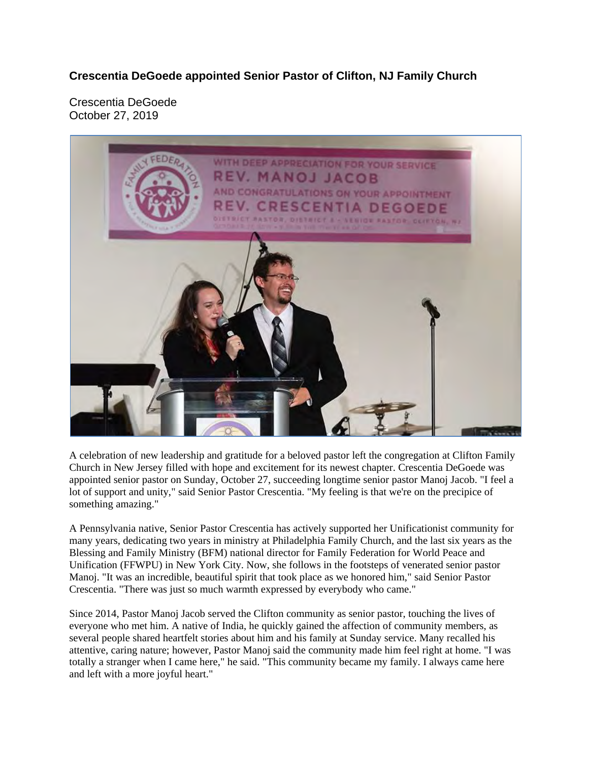**Crescentia DeGoede appointed Senior Pastor of Clifton, NJ Family Church**

Crescentia DeGoede
October 27, 2019

A celebration of new leadership and gratitude for a beloved pastor left the congregation at Clifton Family Church in New Jersey filled with hope and excitement for its newest chapter. Crescentia DeGoede was appointed senior pastor on Sunday, October 27, succeeding longtime senior pastor Manoj Jacob. "I feel a lot of support and unity," said Senior Pastor Crescentia. "My feeling is that we're on the precipice of something amazing."

A Pennsylvania native, Senior Pastor Crescentia has actively supported her Unificationist community for many years, dedicating two years in ministry at Philadelphia Family Church, and the last six years as the Blessing and Family Ministry (BFM) national director for Family Federation for World Peace and Unification (FFWPU) in New York City. Now, she follows in the footsteps of venerated senior pastor Manoj. "It was an incredible, beautiful spirit that took place as we honored him," said Senior Pastor Crescentia. "There was just so much warmth expressed by everybody who came."

Since 2014, Pastor Manoj Jacob served the Clifton community as senior pastor, touching the lives of everyone who met him. A native of India, he quickly gained the affection of community members, as several people shared heartfelt stories about him and his family at Sunday service. Many recalled his attentive, caring nature; however, Pastor Manoj said the community made him feel right at home. "I was totally a stranger when I came here," he said. "This community became my family. I always came here and left with a more joyful heart."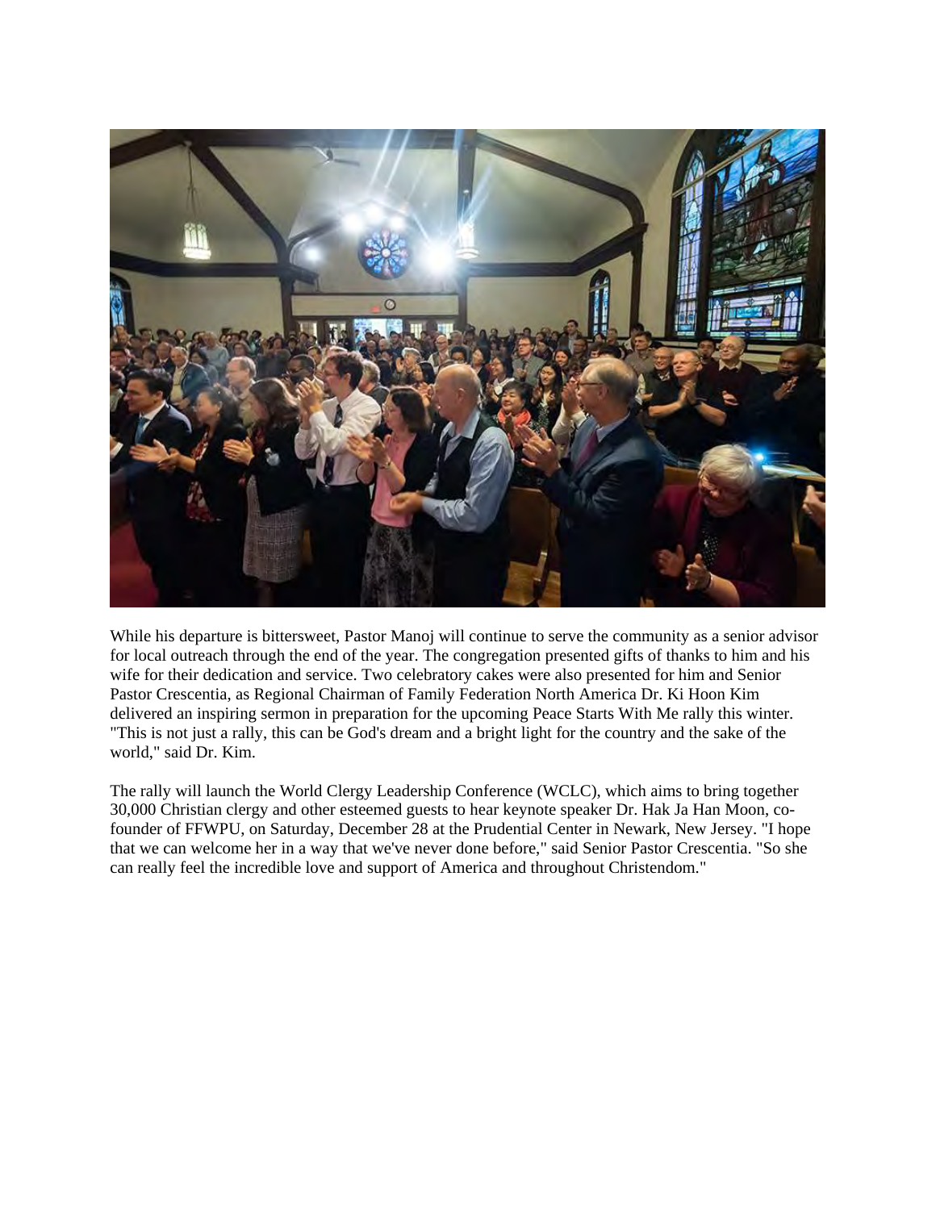While his departure is bittersweet, Pastor Manoj will continue to serve the community as a senior advisor for local outreach through the end of the year. The congregation presented gifts of thanks to him and his wife for their dedication and service. Two celebratory cakes were also presented for him and Senior Pastor Crescentia, as Regional Chairman of Family Federation North America Dr. Ki Hoon Kim delivered an inspiring sermon in preparation for the upcoming Peace Starts With Me rally this winter. "This is not just a rally, this can be God's dream and a bright light for the country and the sake of the world," said Dr. Kim.

The rally will launch the World Clergy Leadership Conference (WCLC), which aims to bring together 30,000 Christian clergy and other esteemed guests to hear keynote speaker Dr. Hak Ja Han Moon, co-founder of FFWPU, on Saturday, December 28 at the Prudential Center in Newark, New Jersey. "I hope that we can welcome her in a way that we've never done before," said Senior Pastor Crescentia. "So she can really feel the incredible love and support of America and throughout Christendom."